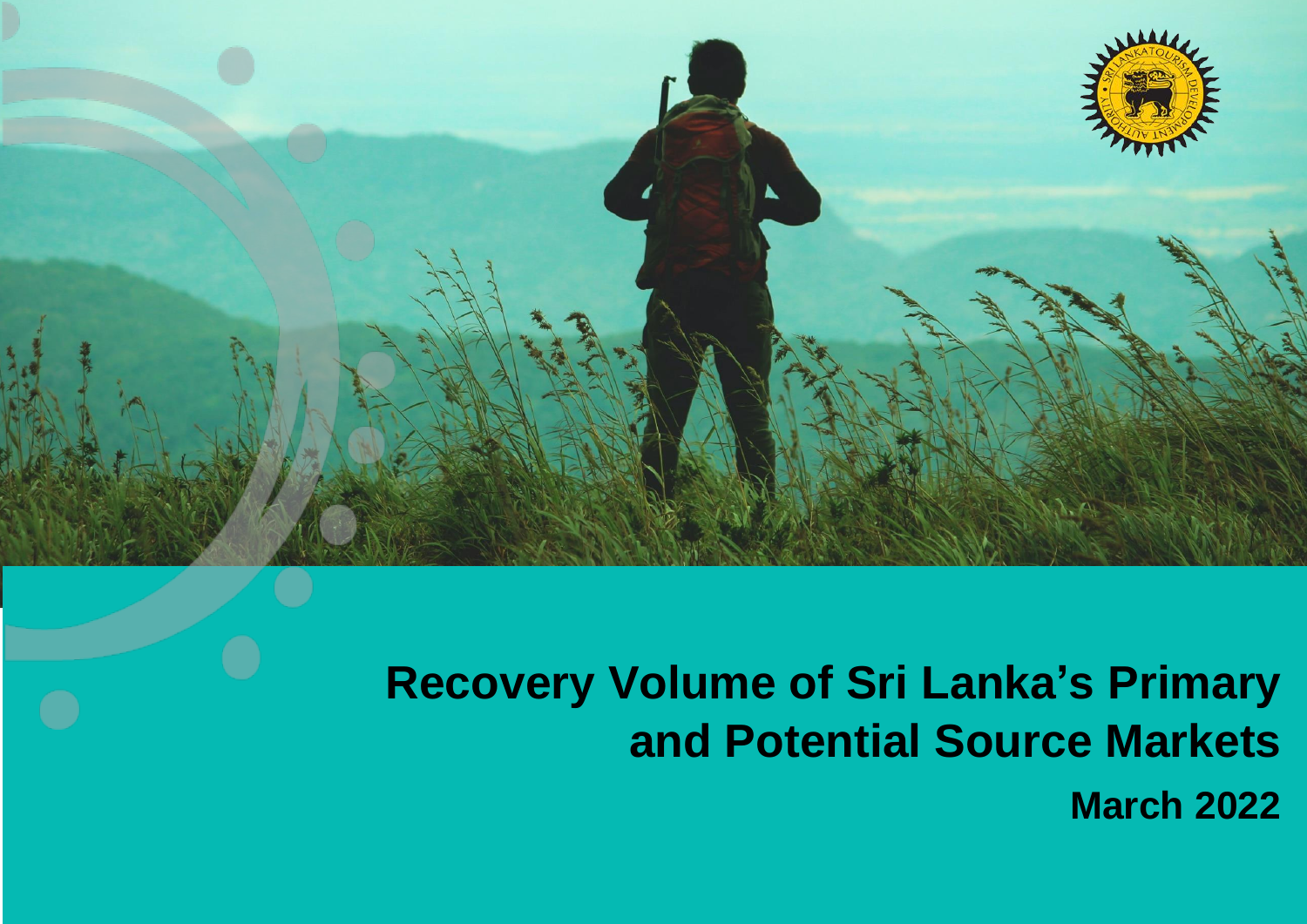# Recovery Volume of Sri Lanka's Primary and Potential Source Markets

**March 2022**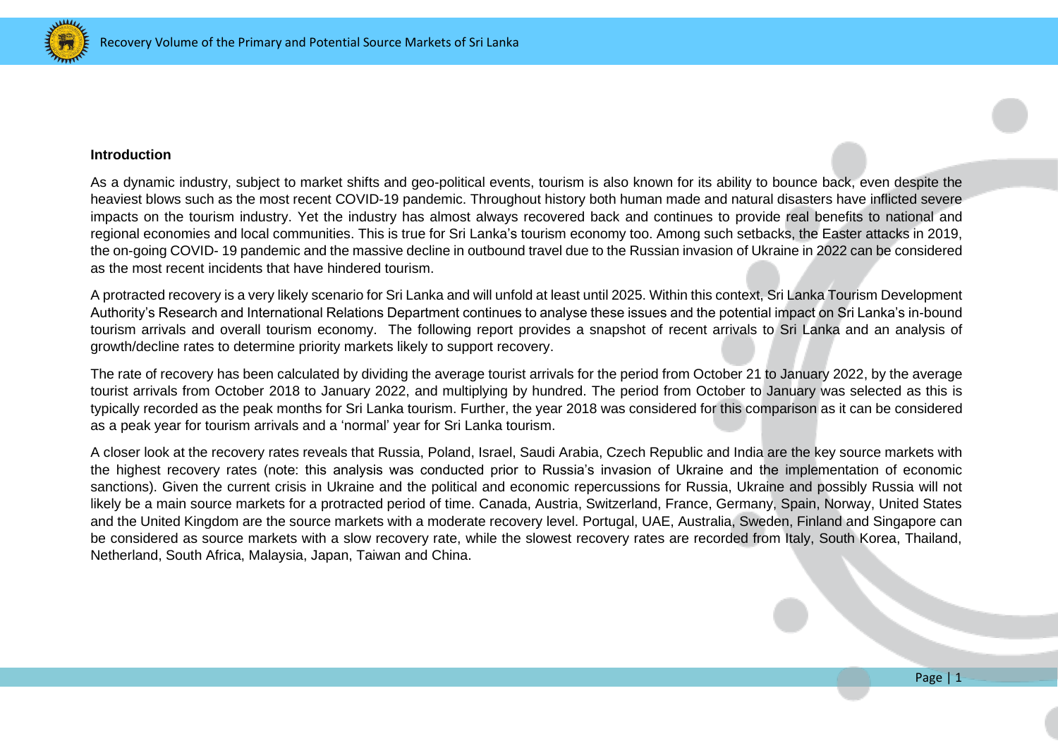## Introduction

As a dynamic industry, subject to market shifts and geo-political events, tourism is also known for its ability to bounce back, even despite the heaviest blows such as the most recent COVID-19 pandemic. Throughout history both human made and natural disasters have inflicted severe impacts on the tourism industry. Yet the industry has almost always recovered back and continues to provide real benefits to national and regional economies and local communities. This is true for Sri Lanka's tourism economy too. Among such setbacks, the Easter attacks in 2019, the on-going COVID- 19 pandemic and the massive decline in outbound travel due to the Russian invasion of Ukraine in 2022 can be considered as the most recent incidents that have hindered tourism.

A protracted recovery is a very likely scenario for Sri Lanka and will unfold at least until 2025. Within this context, Sri Lanka Tourism Development Authority's Research and International Relations Department continues to analyse these issues and the potential impact on Sri Lanka's in-bound tourism arrivals and overall tourism economy. The following report provides a snapshot of recent arrivals to Sri Lanka and an analysis of growth/decline rates to determine priority markets likely to support recovery.

The rate of recovery has been calculated by dividing the average tourist arrivals for the period from October 21 to January 2022, by the average tourist arrivals from October 2018 to January 2022, and multiplying by hundred. The period from October to January was selected as this is typically recorded as the peak months for Sri Lanka tourism. Further, the year 2018 was considered for this comparison as it can be considered as a peak year for tourism arrivals and a 'normal' year for Sri Lanka tourism.

A closer look at the recovery rates reveals that Russia, Poland, Israel, Saudi Arabia, Czech Republic and India are the key source markets with the highest recovery rates (note: this analysis was conducted prior to Russia's invasion of Ukraine and the implementation of economic sanctions). Given the current crisis in Ukraine and the political and economic repercussions for Russia, Ukraine and possibly Russia will not likely be a main source markets for a protracted period of time. Canada, Austria, Switzerland, France, Germany, Spain, Norway, United States and the United Kingdom are the source markets with a moderate recovery level. Portugal, UAE, Australia, Sweden, Finland and Singapore can be considered as source markets with a slow recovery rate, while the slowest recovery rates are recorded from Italy, South Korea, Thailand, Netherland, South Africa, Malaysia, Japan, Taiwan and China.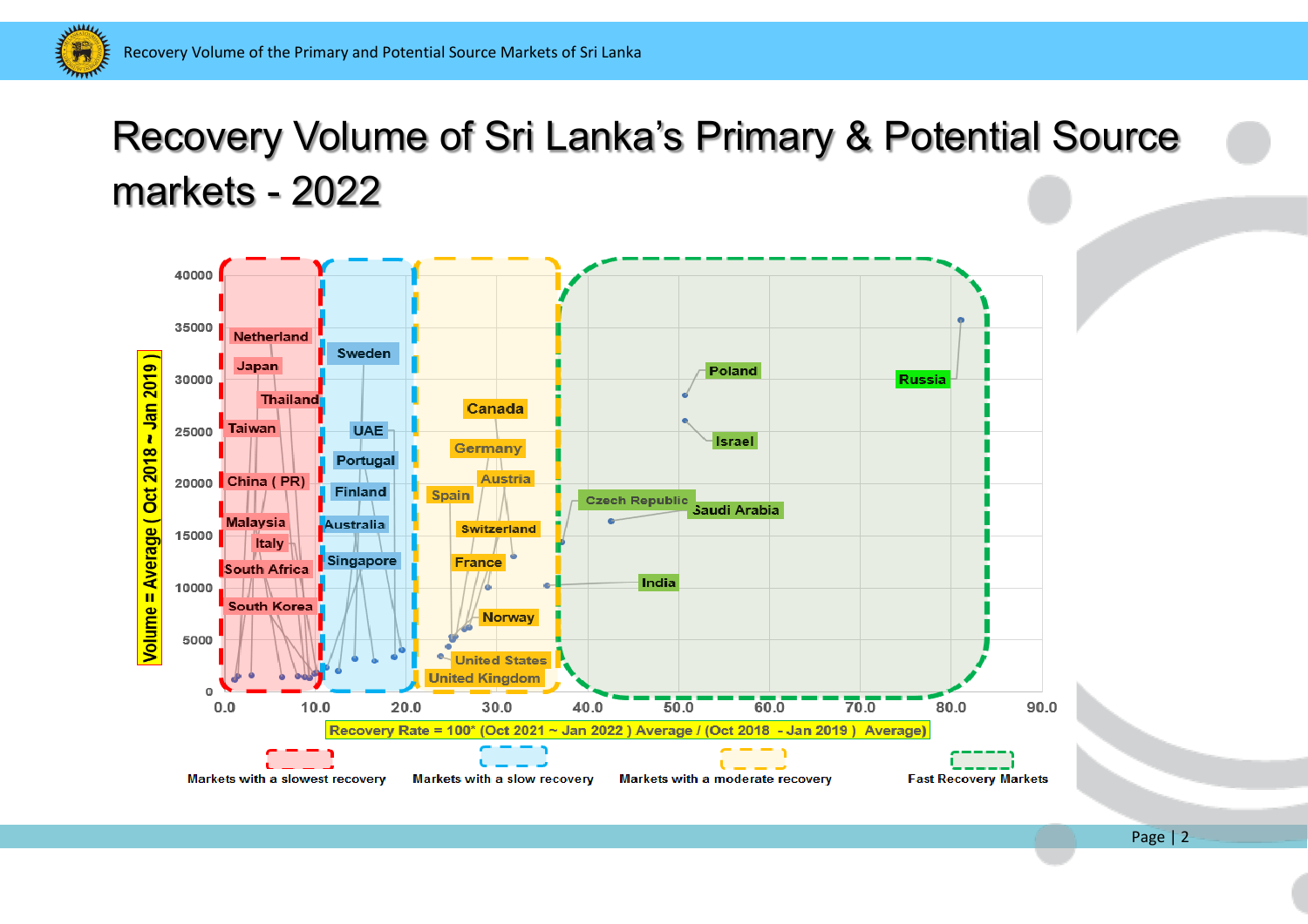# Recovery Volume of Sri Lanka's Primary & Potential Source markets - 2022

Volume = Average ( Oct 2018 ~ Jan 2019 )

Recovery Rate = 100* (Oct 2021 ~ Jan 2022 ) Average / (Oct 2018 - Jan 2019 ) Average)

Markets with a slowest recovery: Netherland, Japan, Thailand, Taiwan, China ( PR), Malaysia, Italy, South Africa, South Korea

Markets with a slow recovery: Sweden, UAE, Portugal, Finland, Australia, Singapore

Markets with a moderate recovery: Canada, Germany, Austria, Spain, Switzerland, France, Norway, United States, United Kingdom

Fast Recovery Markets: Poland, Russia, Israel, Czech Republic, Saudi Arabia, India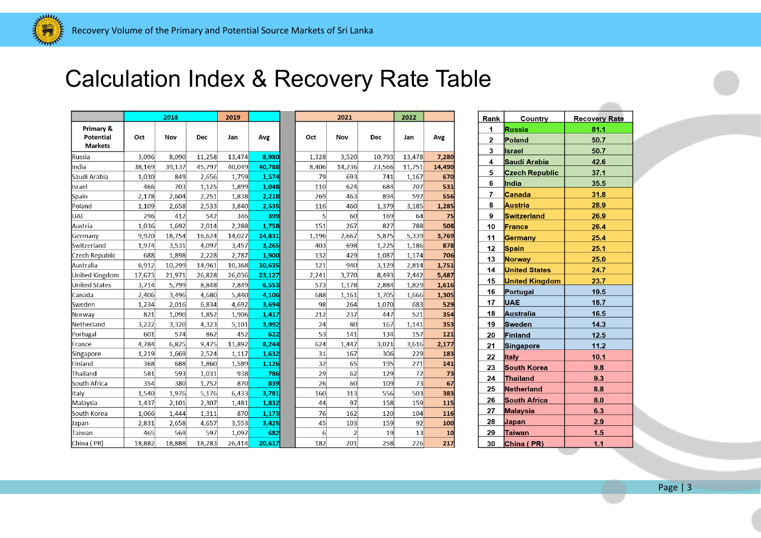# Calculation Index & Recovery Rate Table

| Primary & Potential Markets | 2018 Oct | 2018 Nov | 2018 Dec | 2019 Jan | Avg | 2021 Oct | 2021 Nov | 2021 Dec | 2022 Jan | Avg |
|---|---|---|---|---|---|---|---|---|---|---|
| Russia | 3,096 | 8,090 | 11,258 | 13,474 | **8,980** | 1,328 | 3,520 | 10,793 | 13,478 | **7,280** |
| India | 38,169 | 39,137 | 45,797 | 40,049 | **40,788** | 8,406 | 14,236 | 23,566 | 11,751 | **14,490** |
| Saudi Arabia | 1,030 | 849 | 2,656 | 1,759 | **1,574** | 79 | 693 | 741 | 1,167 | **670** |
| Israel | 466 | 703 | 1,125 | 1,899 | **1,048** | 110 | 624 | 684 | 707 | **531** |
| Spain | 2,178 | 2,604 | 2,251 | 1,838 | **2,218** | 269 | 463 | 894 | 597 | **556** |
| Poland | 1,109 | 2,658 | 2,533 | 3,840 | **2,535** | 116 | 460 | 1,379 | 3,185 | **1,285** |
| UAE | 296 | 412 | 542 | 346 | **399** | 5 | 60 | 169 | 64 | **75** |
| Austria | 1,036 | 1,692 | 2,014 | 2,288 | **1,758** | 151 | 267 | 827 | 788 | **508** |
| Germany | 9,920 | 18,754 | 16,624 | 14,027 | **14,831** | 1,196 | 2,667 | 5,875 | 5,339 | **3,769** |
| Switzerland | 1,974 | 3,531 | 4,097 | 3,457 | **3,265** | 403 | 698 | 1,225 | 1,186 | **878** |
| Czech Republic | 688 | 1,898 | 2,228 | 2,787 | **1,900** | 132 | 429 | 1,087 | 1,174 | **706** |
| Australia | 6,912 | 10,299 | 14,961 | 10,368 | **10,635** | 121 | 940 | 3,129 | 2,814 | **1,751** |
| United Kingdom | 17,673 | 21,971 | 26,828 | 26,036 | **23,127** | 2,241 | 3,770 | 8,493 | 7,442 | **5,487** |
| United States | 3,714 | 5,799 | 8,848 | 7,849 | **6,553** | 573 | 1,178 | 2,884 | 1,829 | **1,616** |
| Canada | 2,406 | 3,496 | 4,680 | 5,840 | **4,106** | 688 | 1,161 | 1,705 | 1,666 | **1,305** |
| Sweden | 1,234 | 2,016 | 6,834 | 4,692 | **3,694** | 98 | 264 | 1,070 | 683 | **529** |
| Norway | 821 | 1,090 | 1,852 | 1,906 | **1,417** | 212 | 237 | 447 | 521 | **354** |
| Netherland | 3,222 | 3,320 | 4,323 | 5,101 | **3,992** | 24 | 80 | 167 | 1,141 | **353** |
| Portugal | 601 | 574 | 862 | 452 | **622** | 53 | 141 | 134 | 157 | **121** |
| France | 4,784 | 6,825 | 9,475 | 11,892 | **8,244** | 624 | 1,447 | 3,021 | 3,616 | **2,177** |
| Singapore | 1,219 | 1,669 | 2,524 | 1,117 | **1,632** | 31 | 167 | 306 | 229 | **183** |
| Finland | 368 | 688 | 1,860 | 1,589 | **1,126** | 32 | 65 | 195 | 271 | **141** |
| Thailand | 581 | 593 | 1,031 | 938 | **786** | 29 | 62 | 129 | 72 | **73** |
| South Africa | 354 | 380 | 1,752 | 870 | **839** | 26 | 60 | 109 | 73 | **67** |
| Italy | 1,540 | 1,976 | 5,176 | 6,433 | **3,781** | 160 | 313 | 556 | 503 | **383** |
| Malaysia | 1,437 | 2,101 | 2,307 | 1,481 | **1,832** | 44 | 97 | 158 | 159 | **115** |
| South Korea | 1,066 | 1,444 | 1,311 | 870 | **1,173** | 76 | 162 | 120 | 104 | **116** |
| Japan | 2,831 | 2,658 | 4,657 | 3,553 | **3,425** | 45 | 103 | 159 | 92 | **100** |
| Taiwan | 465 | 569 | 597 | 1,097 | **682** | 6 | 2 | 19 | 13 | **10** |
| China ( PR) | 18,882 | 18,888 | 18,283 | 26,414 | **20,617** | 182 | 201 | 258 | 226 | **217** |

| Rank | Country | Recovery Rate |
|---|---|---|
| 1 | Russia | 81.1 |
| 2 | Poland | 50.7 |
| 3 | Israel | 50.7 |
| 4 | Saudi Arabia | 42.6 |
| 5 | Czech Republic | 37.1 |
| 6 | India | 35.5 |
| 7 | Canada | 31.8 |
| 8 | Austria | 28.9 |
| 9 | Switzerland | 26.9 |
| 10 | France | 26.4 |
| 11 | Germany | 25.4 |
| 12 | Spain | 25.1 |
| 13 | Norway | 25.0 |
| 14 | United States | 24.7 |
| 15 | United Kingdom | 23.7 |
| 16 | Portugal | 19.5 |
| 17 | UAE | 18.7 |
| 18 | Australia | 16.5 |
| 19 | Sweden | 14.3 |
| 20 | Finland | 12.5 |
| 21 | Singapore | 11.2 |
| 22 | Italy | 10.1 |
| 23 | South Korea | 9.8 |
| 24 | Thailand | 9.3 |
| 25 | Netherland | 8.8 |
| 26 | South Africa | 8.0 |
| 27 | Malaysia | 6.3 |
| 28 | Japan | 2.9 |
| 29 | Taiwan | 1.5 |
| 30 | China ( PR) | 1.1 |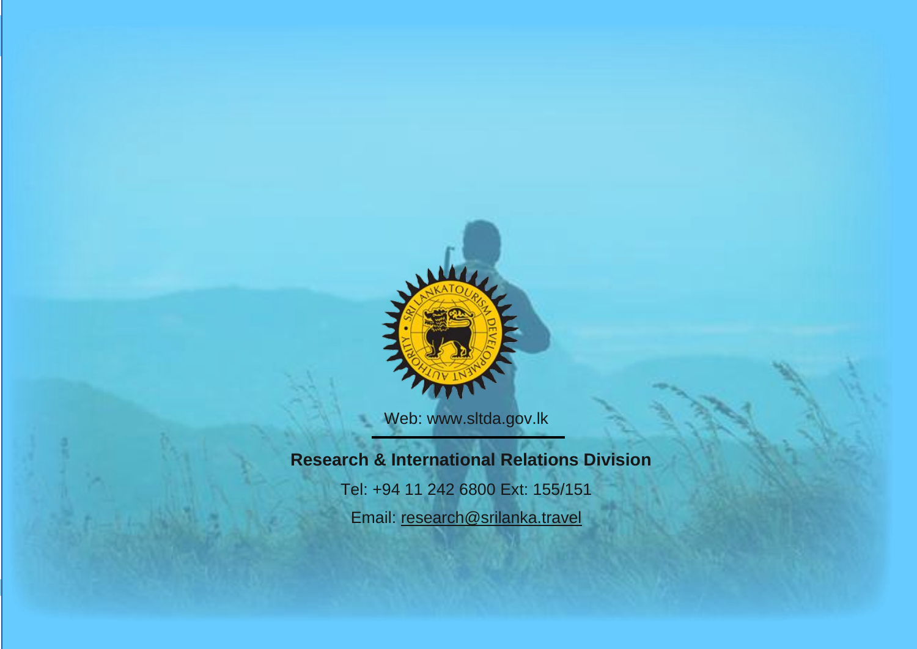Web: www.sltda.gov.lk

**Research & International Relations Division**

Tel: +94 11 242 6800 Ext: 155/151

Email: research@srilanka.travel